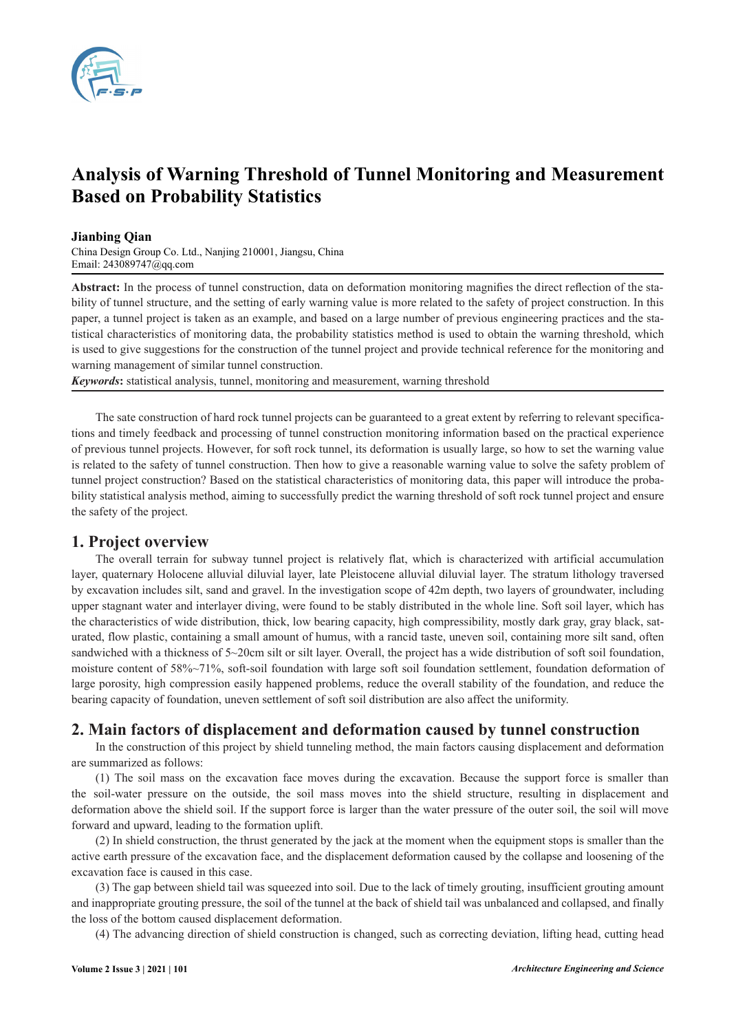# Analysis of Warning Threshold of Tunnel Monitoring and Measurement Based on Probability Statistics

**Jianbing Qian**

China Design Group Co. Ltd., Nanjing 210001, Jiangsu, China

Email: 243089747@qq.com

**Abstract:** In the process of tunnel construction, data on deformation monitoring magnifies the direct reflection of the stability of tunnel structure, and the setting of early warning value is more related to the safety of project construction. In this paper, a tunnel project is taken as an example, and based on a large number of previous engineering practices and the statistical characteristics of monitoring data, the probability statistics method is used to obtain the warning threshold, which is used to give suggestions for the construction of the tunnel project and provide technical reference for the monitoring and warning management of similar tunnel construction.

***Keywords*:** statistical analysis, tunnel, monitoring and measurement, warning threshold

The sate construction of hard rock tunnel projects can be guaranteed to a great extent by referring to relevant specifications and timely feedback and processing of tunnel construction monitoring information based on the practical experience of previous tunnel projects. However, for soft rock tunnel, its deformation is usually large, so how to set the warning value is related to the safety of tunnel construction. Then how to give a reasonable warning value to solve the safety problem of tunnel project construction? Based on the statistical characteristics of monitoring data, this paper will introduce the probability statistical analysis method, aiming to successfully predict the warning threshold of soft rock tunnel project and ensure the safety of the project.

## 1. Project overview

The overall terrain for subway tunnel project is relatively flat, which is characterized with artificial accumulation layer, quaternary Holocene alluvial diluvial layer, late Pleistocene alluvial diluvial layer. The stratum lithology traversed by excavation includes silt, sand and gravel. In the investigation scope of 42m depth, two layers of groundwater, including upper stagnant water and interlayer diving, were found to be stably distributed in the whole line. Soft soil layer, which has the characteristics of wide distribution, thick, low bearing capacity, high compressibility, mostly dark gray, gray black, saturated, flow plastic, containing a small amount of humus, with a rancid taste, uneven soil, containing more silt sand, often sandwiched with a thickness of 5~20cm silt or silt layer. Overall, the project has a wide distribution of soft soil foundation, moisture content of 58%~71%, soft-soil foundation with large soft soil foundation settlement, foundation deformation of large porosity, high compression easily happened problems, reduce the overall stability of the foundation, and reduce the bearing capacity of foundation, uneven settlement of soft soil distribution are also affect the uniformity.

## 2. Main factors of displacement and deformation caused by tunnel construction

In the construction of this project by shield tunneling method, the main factors causing displacement and deformation are summarized as follows:

(1) The soil mass on the excavation face moves during the excavation. Because the support force is smaller than the soil-water pressure on the outside, the soil mass moves into the shield structure, resulting in displacement and deformation above the shield soil. If the support force is larger than the water pressure of the outer soil, the soil will move forward and upward, leading to the formation uplift.

(2) In shield construction, the thrust generated by the jack at the moment when the equipment stops is smaller than the active earth pressure of the excavation face, and the displacement deformation caused by the collapse and loosening of the excavation face is caused in this case.

(3) The gap between shield tail was squeezed into soil. Due to the lack of timely grouting, insufficient grouting amount and inappropriate grouting pressure, the soil of the tunnel at the back of shield tail was unbalanced and collapsed, and finally the loss of the bottom caused displacement deformation.

(4) The advancing direction of shield construction is changed, such as correcting deviation, lifting head, cutting head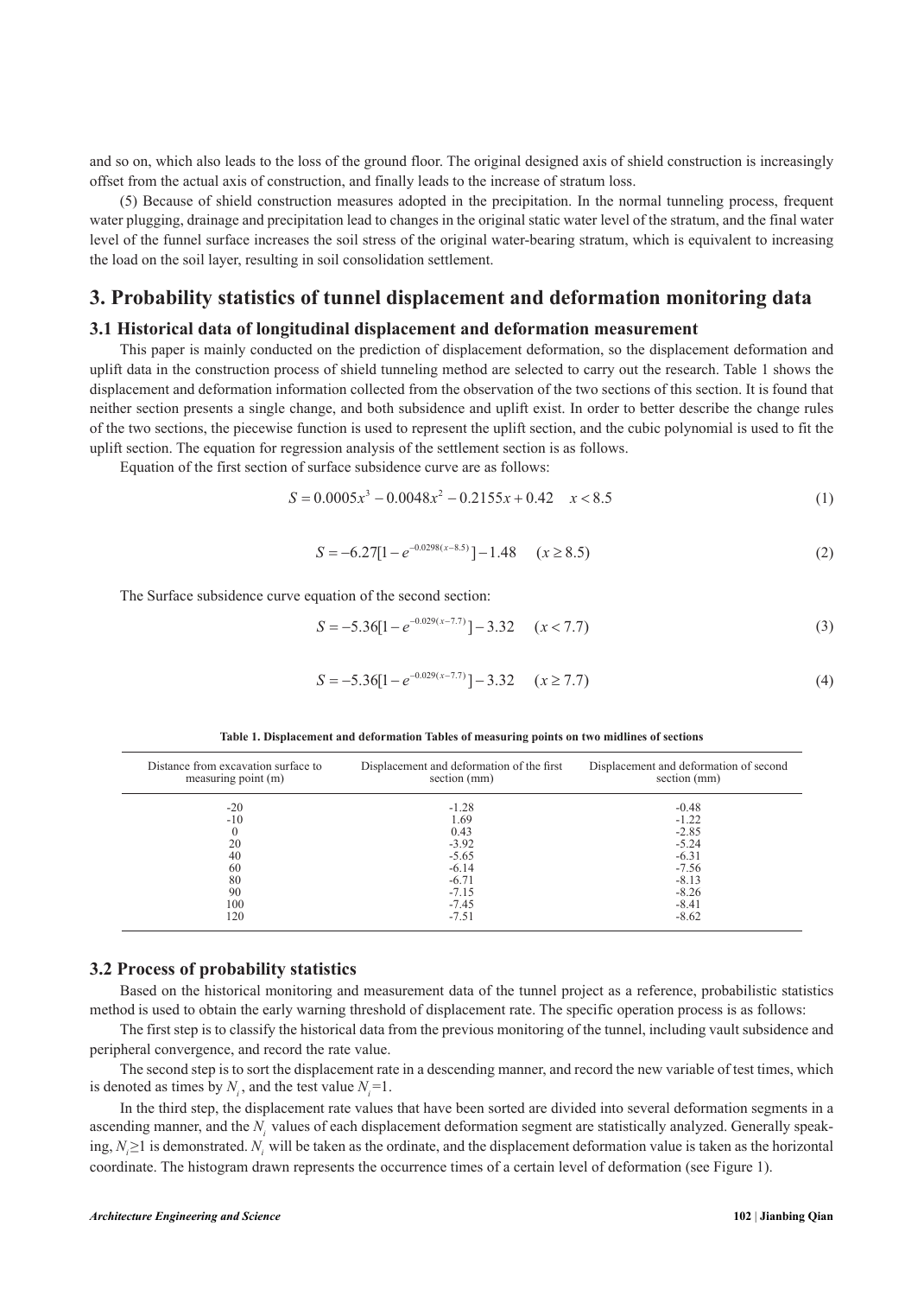and so on, which also leads to the loss of the ground floor. The original designed axis of shield construction is increasingly offset from the actual axis of construction, and finally leads to the increase of stratum loss.

(5) Because of shield construction measures adopted in the precipitation. In the normal tunneling process, frequent water plugging, drainage and precipitation lead to changes in the original static water level of the stratum, and the final water level of the funnel surface increases the soil stress of the original water-bearing stratum, which is equivalent to increasing the load on the soil layer, resulting in soil consolidation settlement.

## 3. Probability statistics of tunnel displacement and deformation monitoring data

### 3.1 Historical data of longitudinal displacement and deformation measurement

This paper is mainly conducted on the prediction of displacement deformation, so the displacement deformation and uplift data in the construction process of shield tunneling method are selected to carry out the research. Table 1 shows the displacement and deformation information collected from the observation of the two sections of this section. It is found that neither section presents a single change, and both subsidence and uplift exist. In order to better describe the change rules of the two sections, the piecewise function is used to represent the uplift section, and the cubic polynomial is used to fit the uplift section. The equation for regression analysis of the settlement section is as follows.

Equation of the first section of surface subsidence curve are as follows:

$$S = 0.0005x^3 - 0.0048x^2 - 0.2155x + 0.42 \quad x < 8.5 \tag{1}$$

$$S = -6.27[1 - e^{-0.0298(x-8.5)}] - 1.48 \quad (x \geq 8.5) \tag{2}$$

The Surface subsidence curve equation of the second section:

$$S = -5.36[1 - e^{-0.029(x-7.7)}] - 3.32 \quad (x < 7.7) \tag{3}$$

$$S = -5.36[1 - e^{-0.029(x-7.7)}] - 3.32 \quad (x \geq 7.7) \tag{4}$$

**Table 1. Displacement and deformation Tables of measuring points on two midlines of sections**

| Distance from excavation surface to measuring point (m) | Displacement and deformation of the first section (mm) | Displacement and deformation of second section (mm) |
|---|---|---|
| -20 | -1.28 | -0.48 |
| -10 | 1.69 | -1.22 |
| 0 | 0.43 | -2.85 |
| 20 | -3.92 | -5.24 |
| 40 | -5.65 | -6.31 |
| 60 | -6.14 | -7.56 |
| 80 | -6.71 | -8.13 |
| 90 | -7.15 | -8.26 |
| 100 | -7.45 | -8.41 |
| 120 | -7.51 | -8.62 |

### 3.2 Process of probability statistics

Based on the historical monitoring and measurement data of the tunnel project as a reference, probabilistic statistics method is used to obtain the early warning threshold of displacement rate. The specific operation process is as follows:

The first step is to classify the historical data from the previous monitoring of the tunnel, including vault subsidence and peripheral convergence, and record the rate value.

The second step is to sort the displacement rate in a descending manner, and record the new variable of test times, which is denoted as times by $N_i$, and the test value $N_i$=1.

In the third step, the displacement rate values that have been sorted are divided into several deformation segments in a ascending manner, and the $N_i$ values of each displacement deformation segment are statistically analyzed. Generally speaking, $N_i \geq 1$ is demonstrated. $N_i$ will be taken as the ordinate, and the displacement deformation value is taken as the horizontal coordinate. The histogram drawn represents the occurrence times of a certain level of deformation (see Figure 1).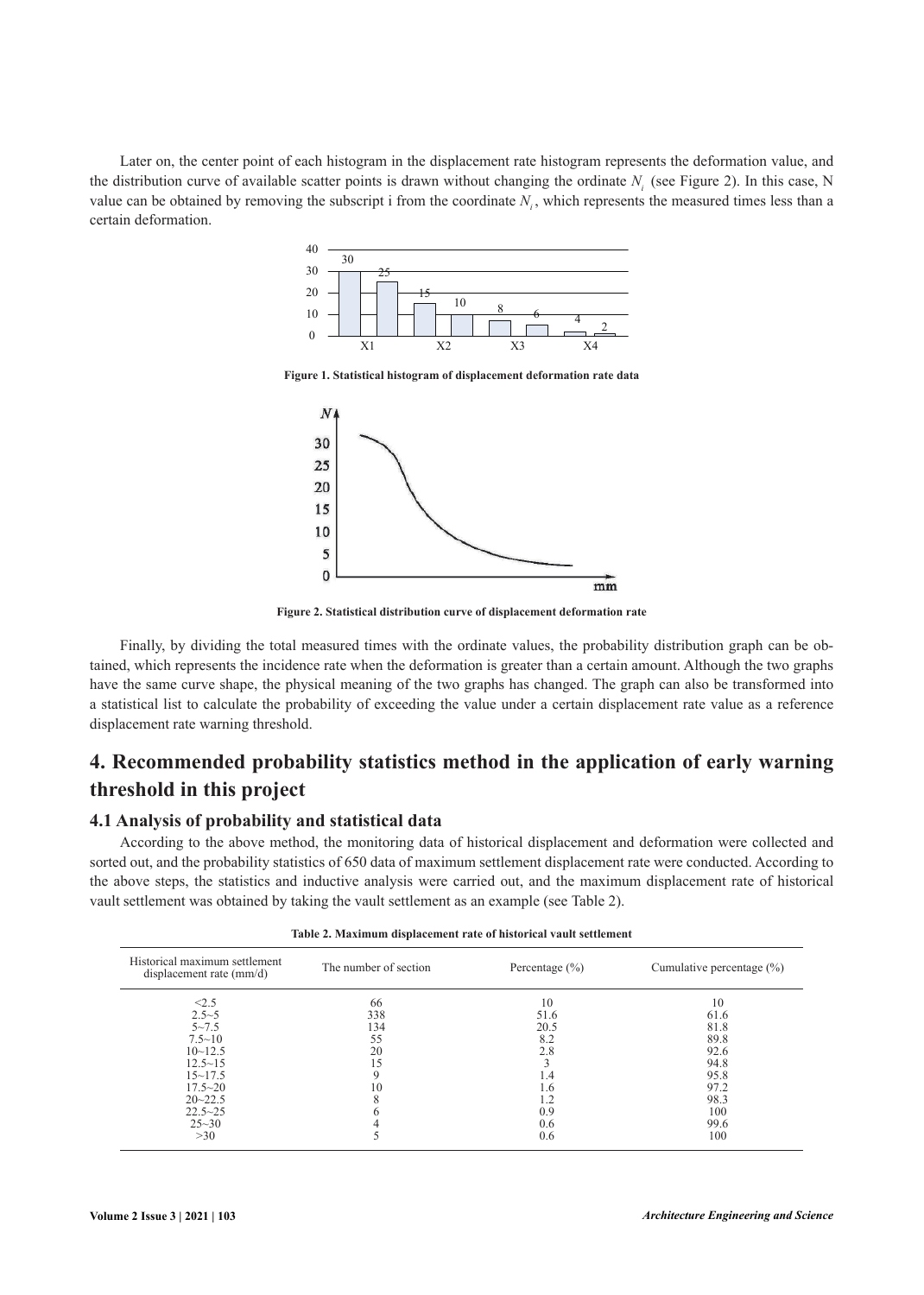Later on, the center point of each histogram in the displacement rate histogram represents the deformation value, and the distribution curve of available scatter points is drawn without changing the ordinate $N_i$ (see Figure 2). In this case, N value can be obtained by removing the subscript i from the coordinate $N_i$, which represents the measured times less than a certain deformation.

**Figure 1. Statistical histogram of displacement deformation rate data**

**Figure 2. Statistical distribution curve of displacement deformation rate**

Finally, by dividing the total measured times with the ordinate values, the probability distribution graph can be obtained, which represents the incidence rate when the deformation is greater than a certain amount. Although the two graphs have the same curve shape, the physical meaning of the two graphs has changed. The graph can also be transformed into a statistical list to calculate the probability of exceeding the value under a certain displacement rate value as a reference displacement rate warning threshold.

## 4. Recommended probability statistics method in the application of early warning threshold in this project

### 4.1 Analysis of probability and statistical data

According to the above method, the monitoring data of historical displacement and deformation were collected and sorted out, and the probability statistics of 650 data of maximum settlement displacement rate were conducted. According to the above steps, the statistics and inductive analysis were carried out, and the maximum displacement rate of historical vault settlement was obtained by taking the vault settlement as an example (see Table 2).

**Table 2. Maximum displacement rate of historical vault settlement**

| Historical maximum settlement displacement rate (mm/d) | The number of section | Percentage (%) | Cumulative percentage (%) |
|---|---|---|---|
| <2.5 | 66 | 10 | 10 |
| 2.5~5 | 338 | 51.6 | 61.6 |
| 5~7.5 | 134 | 20.5 | 81.8 |
| 7.5~10 | 55 | 8.2 | 89.8 |
| 10~12.5 | 20 | 2.8 | 92.6 |
| 12.5~15 | 15 | 3 | 94.8 |
| 15~17.5 | 9 | 1.4 | 95.8 |
| 17.5~20 | 10 | 1.6 | 97.2 |
| 20~22.5 | 8 | 1.2 | 98.3 |
| 22.5~25 | 6 | 0.9 | 100 |
| 25~30 | 4 | 0.6 | 99.6 |
| >30 | 5 | 0.6 | 100 |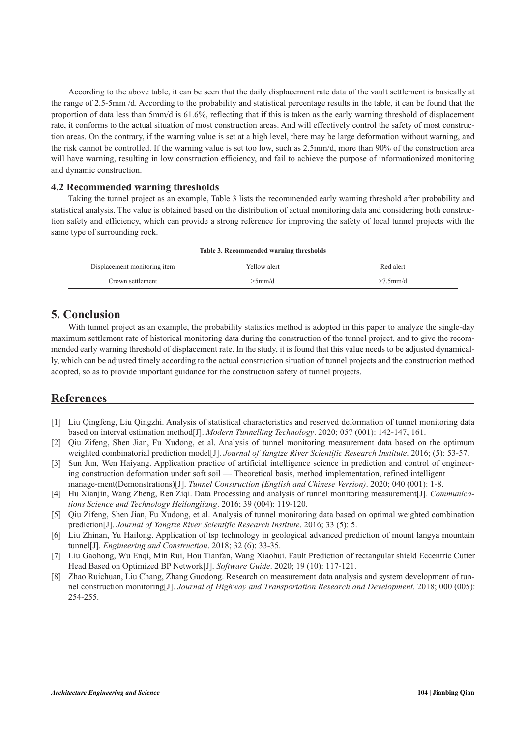According to the above table, it can be seen that the daily displacement rate data of the vault settlement is basically at the range of 2.5-5mm /d. According to the probability and statistical percentage results in the table, it can be found that the proportion of data less than 5mm/d is 61.6%, reflecting that if this is taken as the early warning threshold of displacement rate, it conforms to the actual situation of most construction areas. And will effectively control the safety of most construction areas. On the contrary, if the warning value is set at a high level, there may be large deformation without warning, and the risk cannot be controlled. If the warning value is set too low, such as 2.5mm/d, more than 90% of the construction area will have warning, resulting in low construction efficiency, and fail to achieve the purpose of informationized monitoring and dynamic construction.

### 4.2 Recommended warning thresholds

Taking the tunnel project as an example, Table 3 lists the recommended early warning threshold after probability and statistical analysis. The value is obtained based on the distribution of actual monitoring data and considering both construction safety and efficiency, which can provide a strong reference for improving the safety of local tunnel projects with the same type of surrounding rock.

**Table 3. Recommended warning thresholds**

| Displacement monitoring item | Yellow alert | Red alert |
| --- | --- | --- |
| Crown settlement | >5mm/d | >7.5mm/d |

## 5. Conclusion

With tunnel project as an example, the probability statistics method is adopted in this paper to analyze the single-day maximum settlement rate of historical monitoring data during the construction of the tunnel project, and to give the recommended early warning threshold of displacement rate. In the study, it is found that this value needs to be adjusted dynamically, which can be adjusted timely according to the actual construction situation of tunnel projects and the construction method adopted, so as to provide important guidance for the construction safety of tunnel projects.

## References

[1] Liu Qingfeng, Liu Qingzhi. Analysis of statistical characteristics and reserved deformation of tunnel monitoring data based on interval estimation method[J]. *Modern Tunnelling Technology*. 2020; 057 (001): 142-147, 161.

[2] Qiu Zifeng, Shen Jian, Fu Xudong, et al. Analysis of tunnel monitoring measurement data based on the optimum weighted combinatorial prediction model[J]. *Journal of Yangtze River Scientific Research Institute*. 2016; (5): 53-57.

[3] Sun Jun, Wen Haiyang. Application practice of artificial intelligence science in prediction and control of engineering construction deformation under soft soil — Theoretical basis, method implementation, refined intelligent manage-ment(Demonstrations)[J]. *Tunnel Construction (English and Chinese Version)*. 2020; 040 (001): 1-8.

[4] Hu Xianjin, Wang Zheng, Ren Ziqi. Data Processing and analysis of tunnel monitoring measurement[J]. *Communications Science and Technology Heilongjiang*. 2016; 39 (004): 119-120.

[5] Qiu Zifeng, Shen Jian, Fu Xudong, et al. Analysis of tunnel monitoring data based on optimal weighted combination prediction[J]. *Journal of Yangtze River Scientific Research Institute*. 2016; 33 (5): 5.

[6] Liu Zhinan, Yu Hailong. Application of tsp technology in geological advanced prediction of mount langya mountain tunnel[J]. *Engineering and Construction*. 2018; 32 (6): 33-35.

[7] Liu Gaohong, Wu Enqi, Min Rui, Hou Tianfan, Wang Xiaohui. Fault Prediction of rectangular shield Eccentric Cutter Head Based on Optimized BP Network[J]. *Software Guide*. 2020; 19 (10): 117-121.

[8] Zhao Ruichuan, Liu Chang, Zhang Guodong. Research on measurement data analysis and system development of tunnel construction monitoring[J]. *Journal of Highway and Transportation Research and Development*. 2018; 000 (005): 254-255.